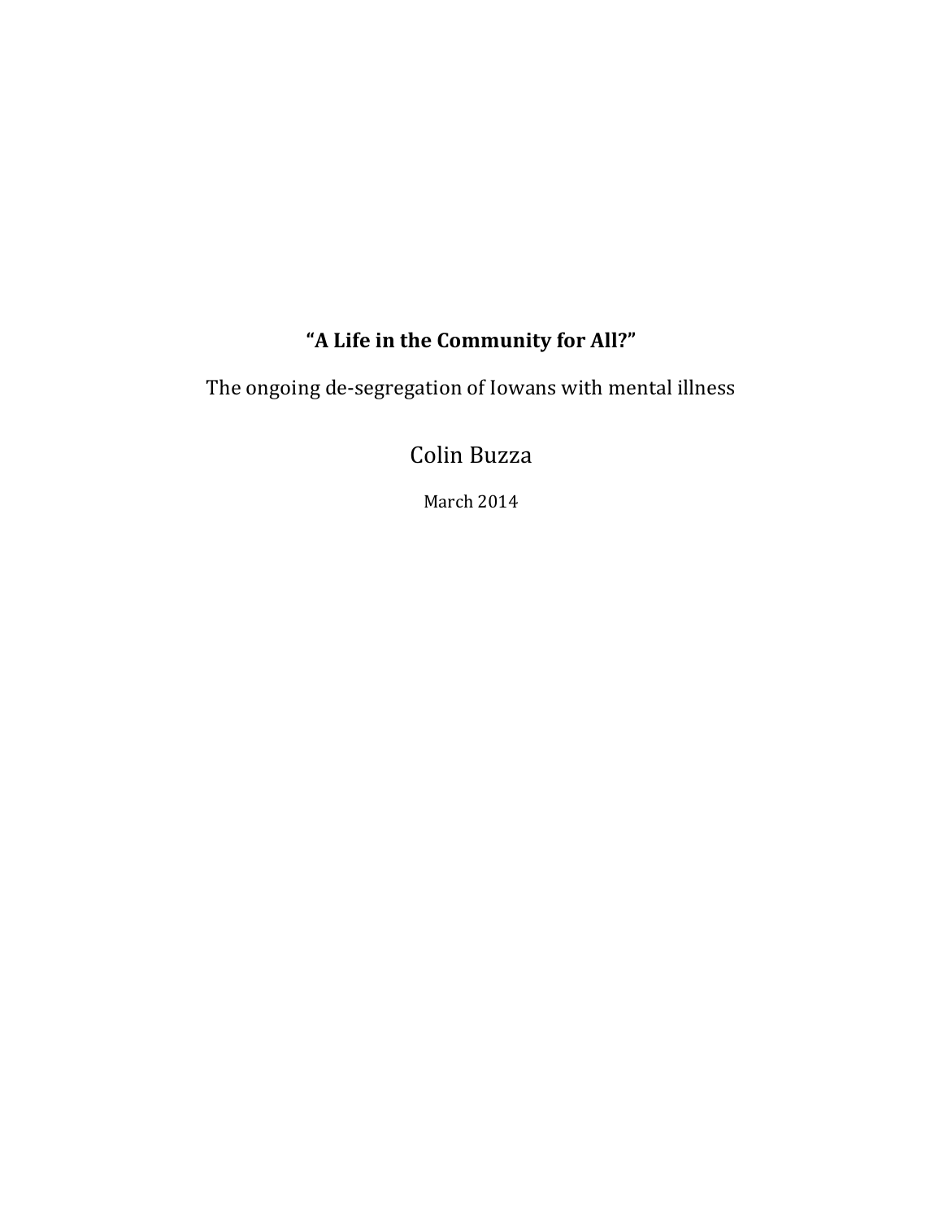# “A Life in the Community for All?”

The ongoing de-segregation of Iowans with mental illness

Colin Buzza

March 2014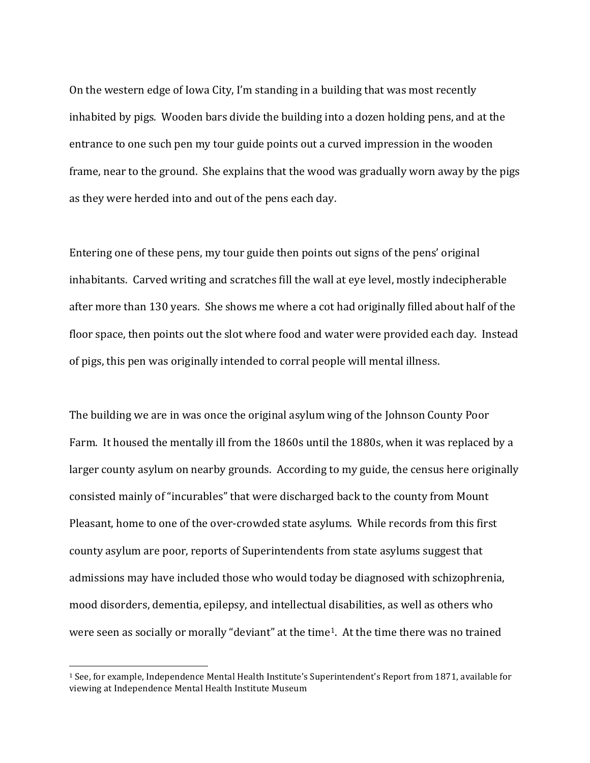On the western edge of Iowa City, I'm standing in a building that was most recently inhabited by pigs. Wooden bars divide the building into a dozen holding pens, and at the entrance to one such pen my tour guide points out a curved impression in the wooden frame, near to the ground. She explains that the wood was gradually worn away by the pigs as they were herded into and out of the pens each day.

Entering one of these pens, my tour guide then points out signs of the pens' original inhabitants. Carved writing and scratches fill the wall at eye level, mostly indecipherable after more than 130 years. She shows me where a cot had originally filled about half of the floor space, then points out the slot where food and water were provided each day. Instead of pigs, this pen was originally intended to corral people will mental illness.

The building we are in was once the original asylum wing of the Johnson County Poor Farm. It housed the mentally ill from the 1860s until the 1880s, when it was replaced by a larger county asylum on nearby grounds. According to my guide, the census here originally consisted mainly of "incurables" that were discharged back to the county from Mount Pleasant, home to one of the over-crowded state asylums. While records from this first county asylum are poor, reports of Superintendents from state asylums suggest that admissions may have included those who would today be diagnosed with schizophrenia, mood disorders, dementia, epilepsy, and intellectual disabilities, as well as others who were seen as socially or morally "deviant" at the time[1]. At the time there was no trained

[1] See, for example, Independence Mental Health Institute's Superintendent's Report from 1871, available for viewing at Independence Mental Health Institute Museum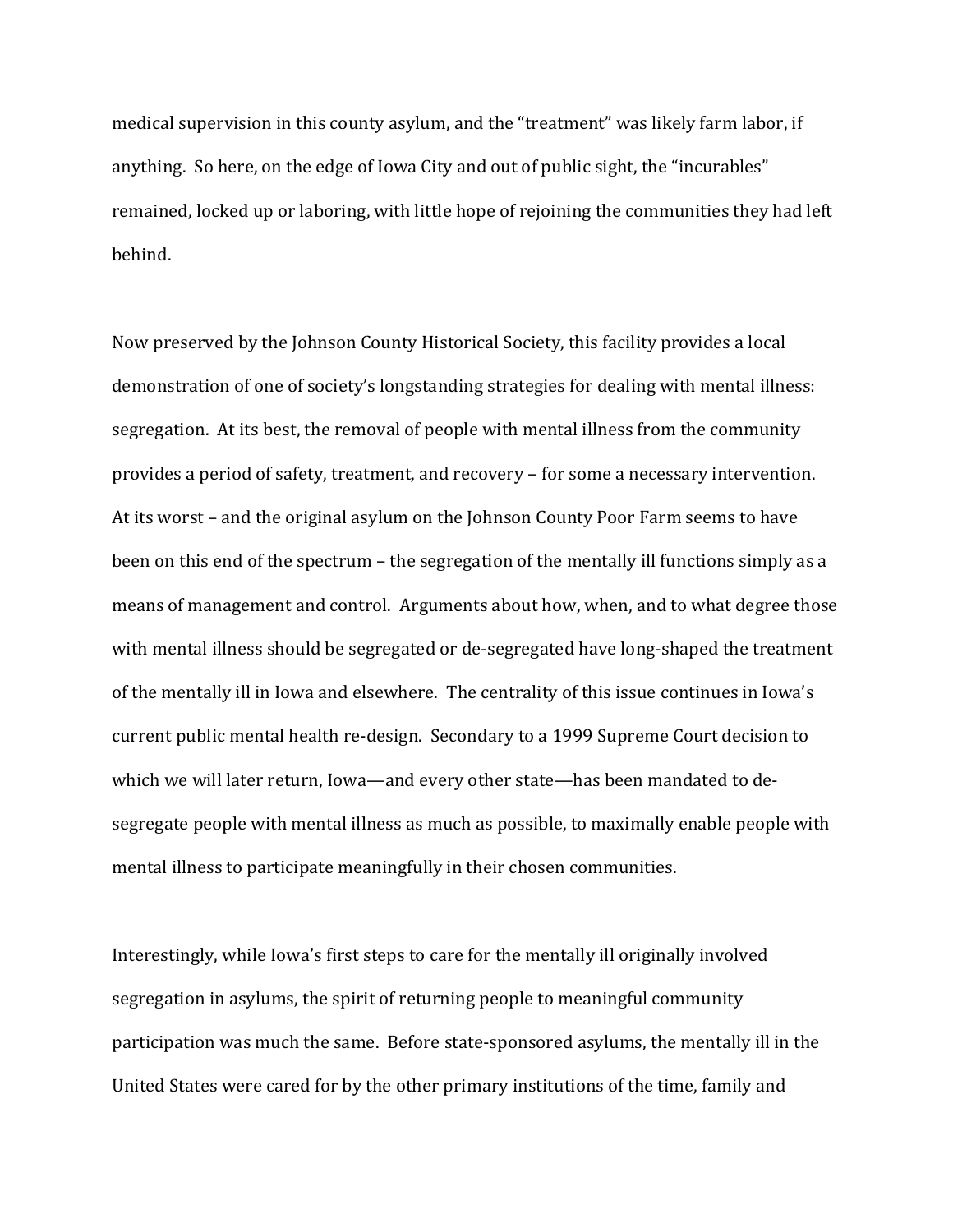medical supervision in this county asylum, and the "treatment" was likely farm labor, if anything. So here, on the edge of Iowa City and out of public sight, the "incurables" remained, locked up or laboring, with little hope of rejoining the communities they had left behind.

Now preserved by the Johnson County Historical Society, this facility provides a local demonstration of one of society's longstanding strategies for dealing with mental illness: segregation. At its best, the removal of people with mental illness from the community provides a period of safety, treatment, and recovery – for some a necessary intervention. At its worst – and the original asylum on the Johnson County Poor Farm seems to have been on this end of the spectrum – the segregation of the mentally ill functions simply as a means of management and control. Arguments about how, when, and to what degree those with mental illness should be segregated or de-segregated have long-shaped the treatment of the mentally ill in Iowa and elsewhere. The centrality of this issue continues in Iowa's current public mental health re-design. Secondary to a 1999 Supreme Court decision to which we will later return, Iowa—and every other state—has been mandated to de-segregate people with mental illness as much as possible, to maximally enable people with mental illness to participate meaningfully in their chosen communities.

Interestingly, while Iowa's first steps to care for the mentally ill originally involved segregation in asylums, the spirit of returning people to meaningful community participation was much the same. Before state-sponsored asylums, the mentally ill in the United States were cared for by the other primary institutions of the time, family and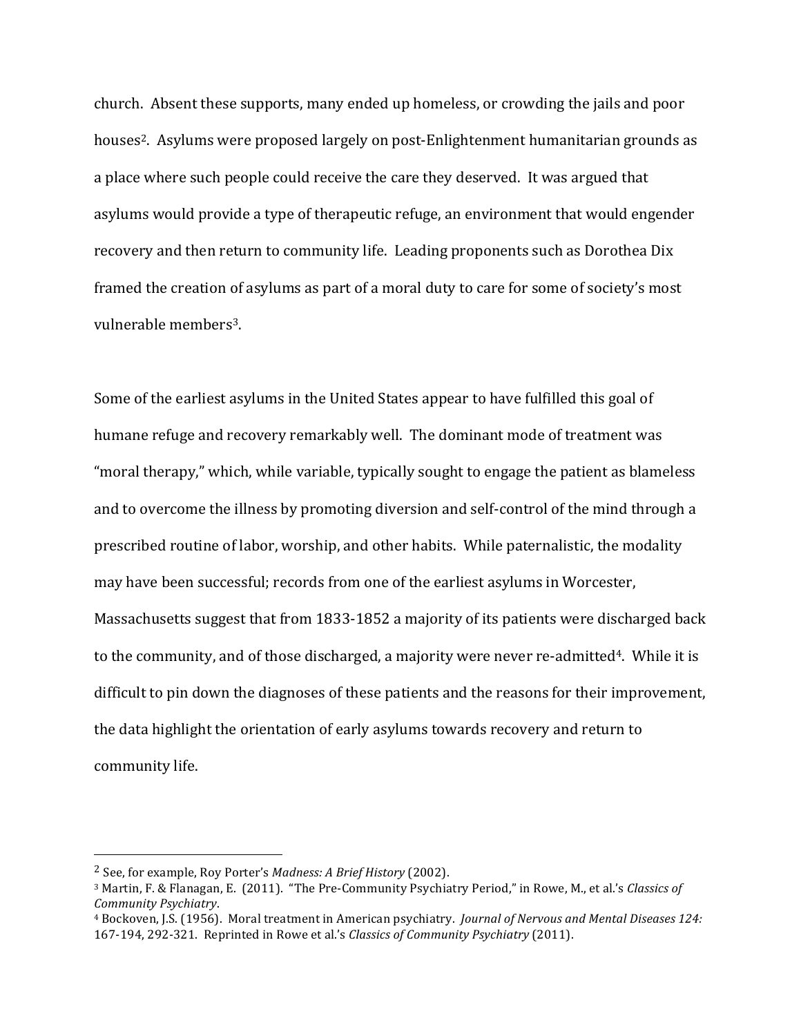church. Absent these supports, many ended up homeless, or crowding the jails and poor houses[2]. Asylums were proposed largely on post-Enlightenment humanitarian grounds as a place where such people could receive the care they deserved. It was argued that asylums would provide a type of therapeutic refuge, an environment that would engender recovery and then return to community life. Leading proponents such as Dorothea Dix framed the creation of asylums as part of a moral duty to care for some of society's most vulnerable members[3].

Some of the earliest asylums in the United States appear to have fulfilled this goal of humane refuge and recovery remarkably well. The dominant mode of treatment was "moral therapy," which, while variable, typically sought to engage the patient as blameless and to overcome the illness by promoting diversion and self-control of the mind through a prescribed routine of labor, worship, and other habits. While paternalistic, the modality may have been successful; records from one of the earliest asylums in Worcester, Massachusetts suggest that from 1833-1852 a majority of its patients were discharged back to the community, and of those discharged, a majority were never re-admitted[4]. While it is difficult to pin down the diagnoses of these patients and the reasons for their improvement, the data highlight the orientation of early asylums towards recovery and return to community life.

---

[2] See, for example, Roy Porter's *Madness: A Brief History* (2002).

[3] Martin, F. & Flanagan, E. (2011). "The Pre-Community Psychiatry Period," in Rowe, M., et al.'s *Classics of Community Psychiatry*.

[4] Bockoven, J.S. (1956). Moral treatment in American psychiatry. *Journal of Nervous and Mental Diseases 124:* 167-194, 292-321. Reprinted in Rowe et al.'s *Classics of Community Psychiatry* (2011).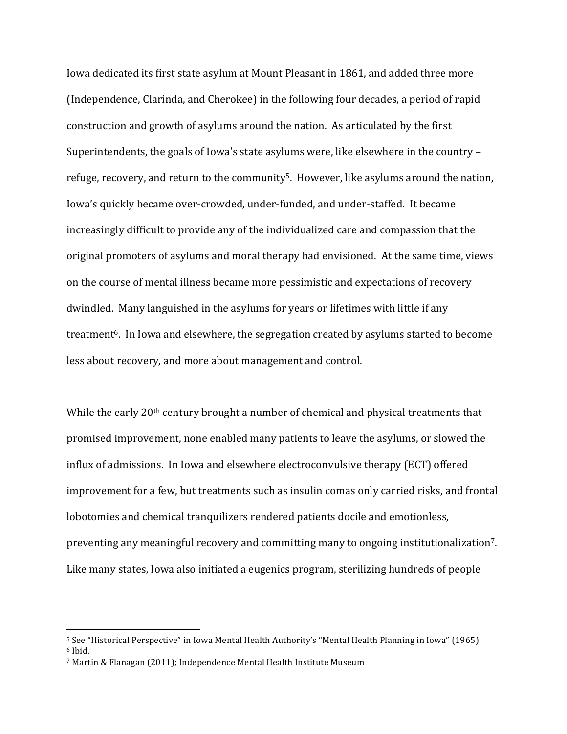Iowa dedicated its first state asylum at Mount Pleasant in 1861, and added three more (Independence, Clarinda, and Cherokee) in the following four decades, a period of rapid construction and growth of asylums around the nation. As articulated by the first Superintendents, the goals of Iowa's state asylums were, like elsewhere in the country – refuge, recovery, and return to the community[5]. However, like asylums around the nation, Iowa's quickly became over-crowded, under-funded, and under-staffed. It became increasingly difficult to provide any of the individualized care and compassion that the original promoters of asylums and moral therapy had envisioned. At the same time, views on the course of mental illness became more pessimistic and expectations of recovery dwindled. Many languished in the asylums for years or lifetimes with little if any treatment[6]. In Iowa and elsewhere, the segregation created by asylums started to become less about recovery, and more about management and control.

While the early 20th century brought a number of chemical and physical treatments that promised improvement, none enabled many patients to leave the asylums, or slowed the influx of admissions. In Iowa and elsewhere electroconvulsive therapy (ECT) offered improvement for a few, but treatments such as insulin comas only carried risks, and frontal lobotomies and chemical tranquilizers rendered patients docile and emotionless, preventing any meaningful recovery and committing many to ongoing institutionalization[7]. Like many states, Iowa also initiated a eugenics program, sterilizing hundreds of people

---

[5] See "Historical Perspective" in Iowa Mental Health Authority's "Mental Health Planning in Iowa" (1965).
[6] Ibid.
[7] Martin & Flanagan (2011); Independence Mental Health Institute Museum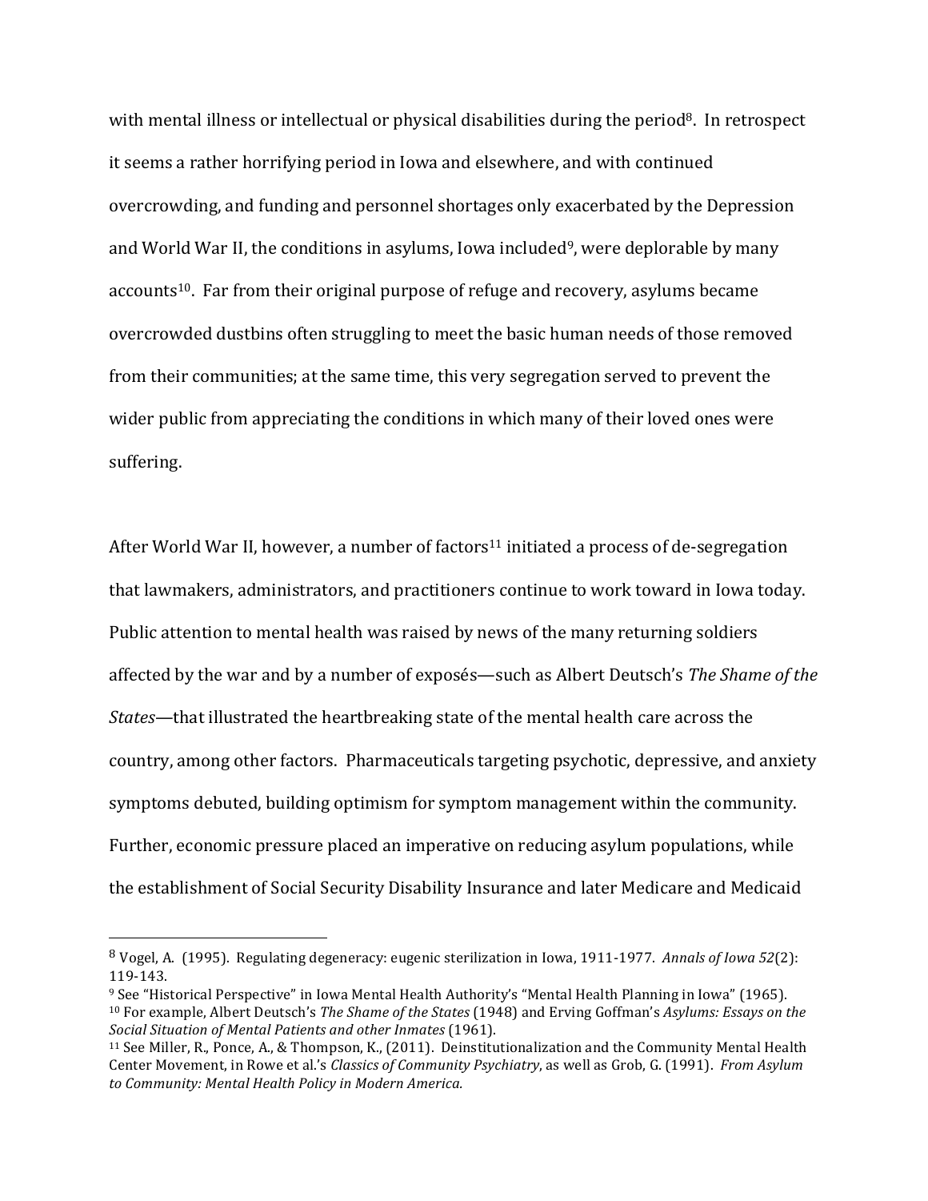with mental illness or intellectual or physical disabilities during the period[8]. In retrospect it seems a rather horrifying period in Iowa and elsewhere, and with continued overcrowding, and funding and personnel shortages only exacerbated by the Depression and World War II, the conditions in asylums, Iowa included[9], were deplorable by many accounts[10]. Far from their original purpose of refuge and recovery, asylums became overcrowded dustbins often struggling to meet the basic human needs of those removed from their communities; at the same time, this very segregation served to prevent the wider public from appreciating the conditions in which many of their loved ones were suffering.

After World War II, however, a number of factors[11] initiated a process of de-segregation that lawmakers, administrators, and practitioners continue to work toward in Iowa today. Public attention to mental health was raised by news of the many returning soldiers affected by the war and by a number of exposés—such as Albert Deutsch's *The Shame of the States*—that illustrated the heartbreaking state of the mental health care across the country, among other factors. Pharmaceuticals targeting psychotic, depressive, and anxiety symptoms debuted, building optimism for symptom management within the community. Further, economic pressure placed an imperative on reducing asylum populations, while the establishment of Social Security Disability Insurance and later Medicare and Medicaid

---

[8] Vogel, A. (1995). Regulating degeneracy: eugenic sterilization in Iowa, 1911-1977. *Annals of Iowa 52*(2): 119-143.

[9] See "Historical Perspective" in Iowa Mental Health Authority's "Mental Health Planning in Iowa" (1965).

[10] For example, Albert Deutsch's *The Shame of the States* (1948) and Erving Goffman's *Asylums: Essays on the Social Situation of Mental Patients and other Inmates* (1961).

[11] See Miller, R., Ponce, A., & Thompson, K., (2011). Deinstitutionalization and the Community Mental Health Center Movement, in Rowe et al.'s *Classics of Community Psychiatry*, as well as Grob, G. (1991). *From Asylum to Community: Mental Health Policy in Modern America.*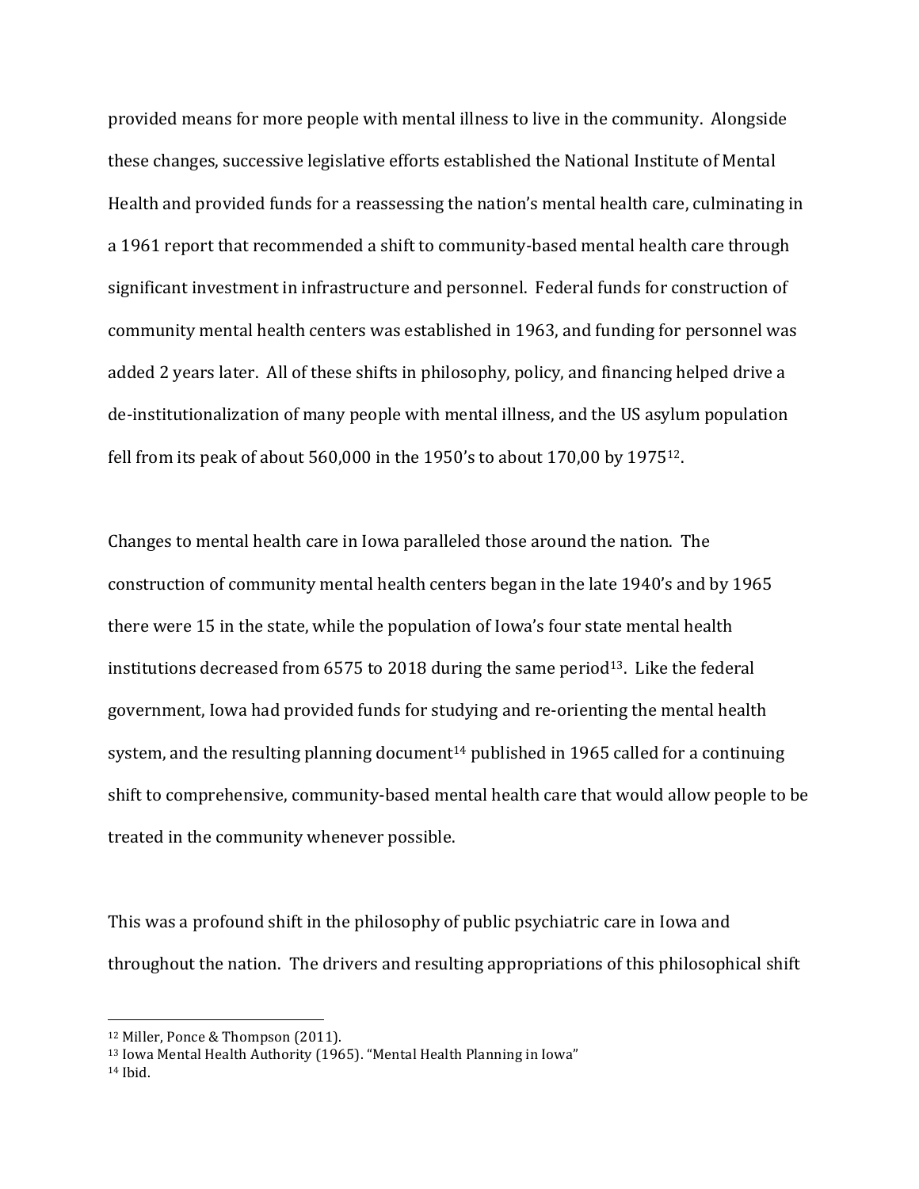provided means for more people with mental illness to live in the community. Alongside these changes, successive legislative efforts established the National Institute of Mental Health and provided funds for a reassessing the nation's mental health care, culminating in a 1961 report that recommended a shift to community-based mental health care through significant investment in infrastructure and personnel. Federal funds for construction of community mental health centers was established in 1963, and funding for personnel was added 2 years later. All of these shifts in philosophy, policy, and financing helped drive a de-institutionalization of many people with mental illness, and the US asylum population fell from its peak of about 560,000 in the 1950's to about 170,00 by 1975[12].

Changes to mental health care in Iowa paralleled those around the nation. The construction of community mental health centers began in the late 1940's and by 1965 there were 15 in the state, while the population of Iowa's four state mental health institutions decreased from 6575 to 2018 during the same period[13]. Like the federal government, Iowa had provided funds for studying and re-orienting the mental health system, and the resulting planning document[14] published in 1965 called for a continuing shift to comprehensive, community-based mental health care that would allow people to be treated in the community whenever possible.

This was a profound shift in the philosophy of public psychiatric care in Iowa and throughout the nation. The drivers and resulting appropriations of this philosophical shift

---

[12] Miller, Ponce & Thompson (2011).

[13] Iowa Mental Health Authority (1965). "Mental Health Planning in Iowa"

[14] Ibid.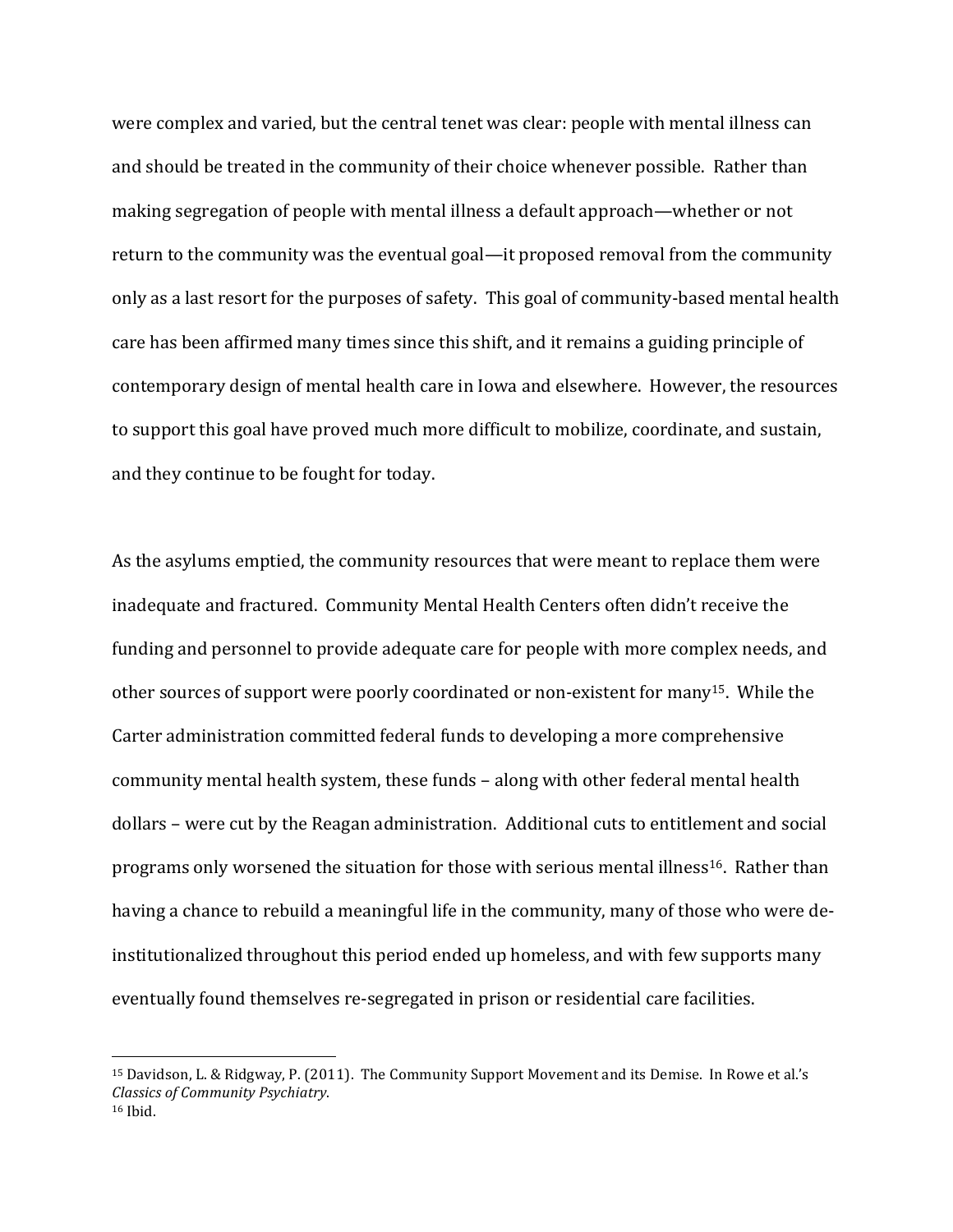were complex and varied, but the central tenet was clear: people with mental illness can and should be treated in the community of their choice whenever possible. Rather than making segregation of people with mental illness a default approach—whether or not return to the community was the eventual goal—it proposed removal from the community only as a last resort for the purposes of safety. This goal of community-based mental health care has been affirmed many times since this shift, and it remains a guiding principle of contemporary design of mental health care in Iowa and elsewhere. However, the resources to support this goal have proved much more difficult to mobilize, coordinate, and sustain, and they continue to be fought for today.

As the asylums emptied, the community resources that were meant to replace them were inadequate and fractured. Community Mental Health Centers often didn't receive the funding and personnel to provide adequate care for people with more complex needs, and other sources of support were poorly coordinated or non-existent for many[15]. While the Carter administration committed federal funds to developing a more comprehensive community mental health system, these funds – along with other federal mental health dollars – were cut by the Reagan administration. Additional cuts to entitlement and social programs only worsened the situation for those with serious mental illness[16]. Rather than having a chance to rebuild a meaningful life in the community, many of those who were de-institutionalized throughout this period ended up homeless, and with few supports many eventually found themselves re-segregated in prison or residential care facilities.

---

[15] Davidson, L. & Ridgway, P. (2011). The Community Support Movement and its Demise. In Rowe et al.'s *Classics of Community Psychiatry*.

[16] Ibid.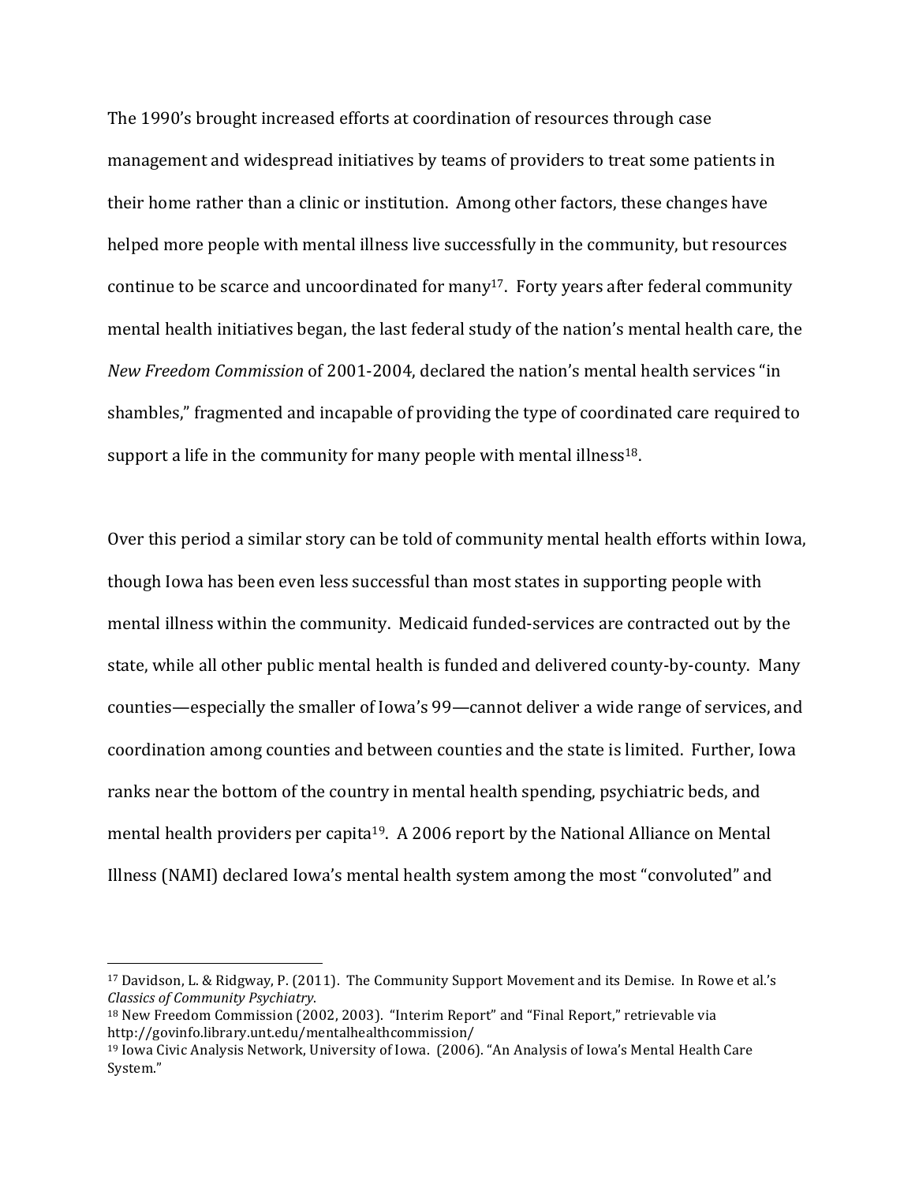The 1990's brought increased efforts at coordination of resources through case management and widespread initiatives by teams of providers to treat some patients in their home rather than a clinic or institution. Among other factors, these changes have helped more people with mental illness live successfully in the community, but resources continue to be scarce and uncoordinated for many[17]. Forty years after federal community mental health initiatives began, the last federal study of the nation's mental health care, the *New Freedom Commission* of 2001-2004, declared the nation's mental health services "in shambles," fragmented and incapable of providing the type of coordinated care required to support a life in the community for many people with mental illness[18].

Over this period a similar story can be told of community mental health efforts within Iowa, though Iowa has been even less successful than most states in supporting people with mental illness within the community. Medicaid funded-services are contracted out by the state, while all other public mental health is funded and delivered county-by-county. Many counties—especially the smaller of Iowa's 99—cannot deliver a wide range of services, and coordination among counties and between counties and the state is limited. Further, Iowa ranks near the bottom of the country in mental health spending, psychiatric beds, and mental health providers per capita[19]. A 2006 report by the National Alliance on Mental Illness (NAMI) declared Iowa's mental health system among the most "convoluted" and

---

[17] Davidson, L. & Ridgway, P. (2011). The Community Support Movement and its Demise. In Rowe et al.'s *Classics of Community Psychiatry*.

[18] New Freedom Commission (2002, 2003). "Interim Report" and "Final Report," retrievable via http://govinfo.library.unt.edu/mentalhealthcommission/

[19] Iowa Civic Analysis Network, University of Iowa. (2006). "An Analysis of Iowa's Mental Health Care System."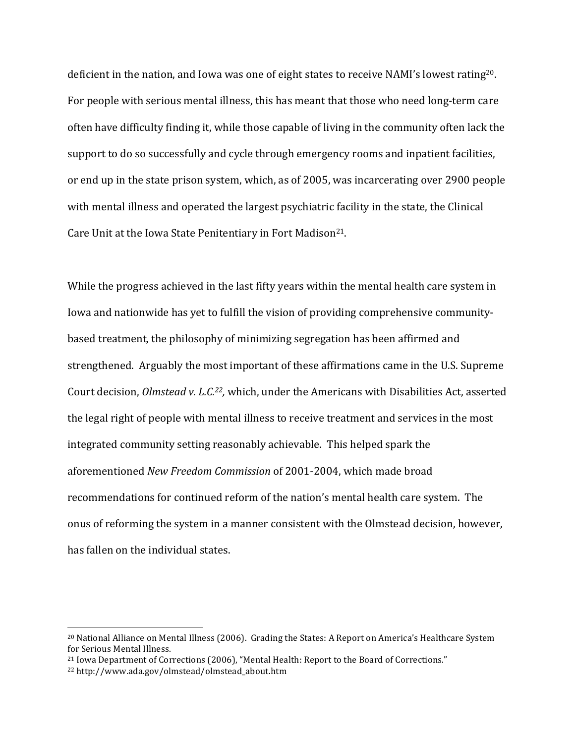deficient in the nation, and Iowa was one of eight states to receive NAMI's lowest rating[20]. For people with serious mental illness, this has meant that those who need long-term care often have difficulty finding it, while those capable of living in the community often lack the support to do so successfully and cycle through emergency rooms and inpatient facilities, or end up in the state prison system, which, as of 2005, was incarcerating over 2900 people with mental illness and operated the largest psychiatric facility in the state, the Clinical Care Unit at the Iowa State Penitentiary in Fort Madison[21].

While the progress achieved in the last fifty years within the mental health care system in Iowa and nationwide has yet to fulfill the vision of providing comprehensive community-based treatment, the philosophy of minimizing segregation has been affirmed and strengthened. Arguably the most important of these affirmations came in the U.S. Supreme Court decision, *Olmstead v. L.C.*[22], which, under the Americans with Disabilities Act, asserted the legal right of people with mental illness to receive treatment and services in the most integrated community setting reasonably achievable. This helped spark the aforementioned *New Freedom Commission* of 2001-2004, which made broad recommendations for continued reform of the nation's mental health care system. The onus of reforming the system in a manner consistent with the Olmstead decision, however, has fallen on the individual states.

---

[20] National Alliance on Mental Illness (2006). Grading the States: A Report on America's Healthcare System for Serious Mental Illness.

[21] Iowa Department of Corrections (2006), "Mental Health: Report to the Board of Corrections."

[22] http://www.ada.gov/olmstead/olmstead_about.htm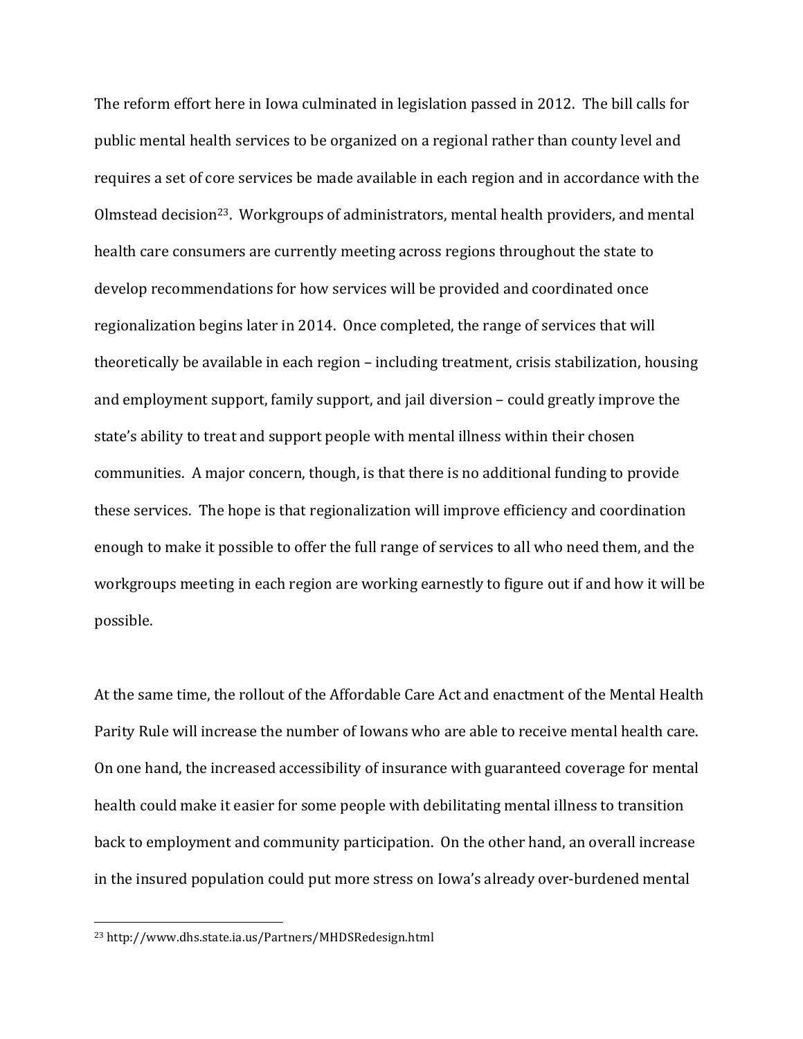The reform effort here in Iowa culminated in legislation passed in 2012. The bill calls for public mental health services to be organized on a regional rather than county level and requires a set of core services be made available in each region and in accordance with the Olmstead decision[23]. Workgroups of administrators, mental health providers, and mental health care consumers are currently meeting across regions throughout the state to develop recommendations for how services will be provided and coordinated once regionalization begins later in 2014. Once completed, the range of services that will theoretically be available in each region – including treatment, crisis stabilization, housing and employment support, family support, and jail diversion – could greatly improve the state's ability to treat and support people with mental illness within their chosen communities. A major concern, though, is that there is no additional funding to provide these services. The hope is that regionalization will improve efficiency and coordination enough to make it possible to offer the full range of services to all who need them, and the workgroups meeting in each region are working earnestly to figure out if and how it will be possible.

At the same time, the rollout of the Affordable Care Act and enactment of the Mental Health Parity Rule will increase the number of Iowans who are able to receive mental health care. On one hand, the increased accessibility of insurance with guaranteed coverage for mental health could make it easier for some people with debilitating mental illness to transition back to employment and community participation. On the other hand, an overall increase in the insured population could put more stress on Iowa's already over-burdened mental

[23] http://www.dhs.state.ia.us/Partners/MHDSRedesign.html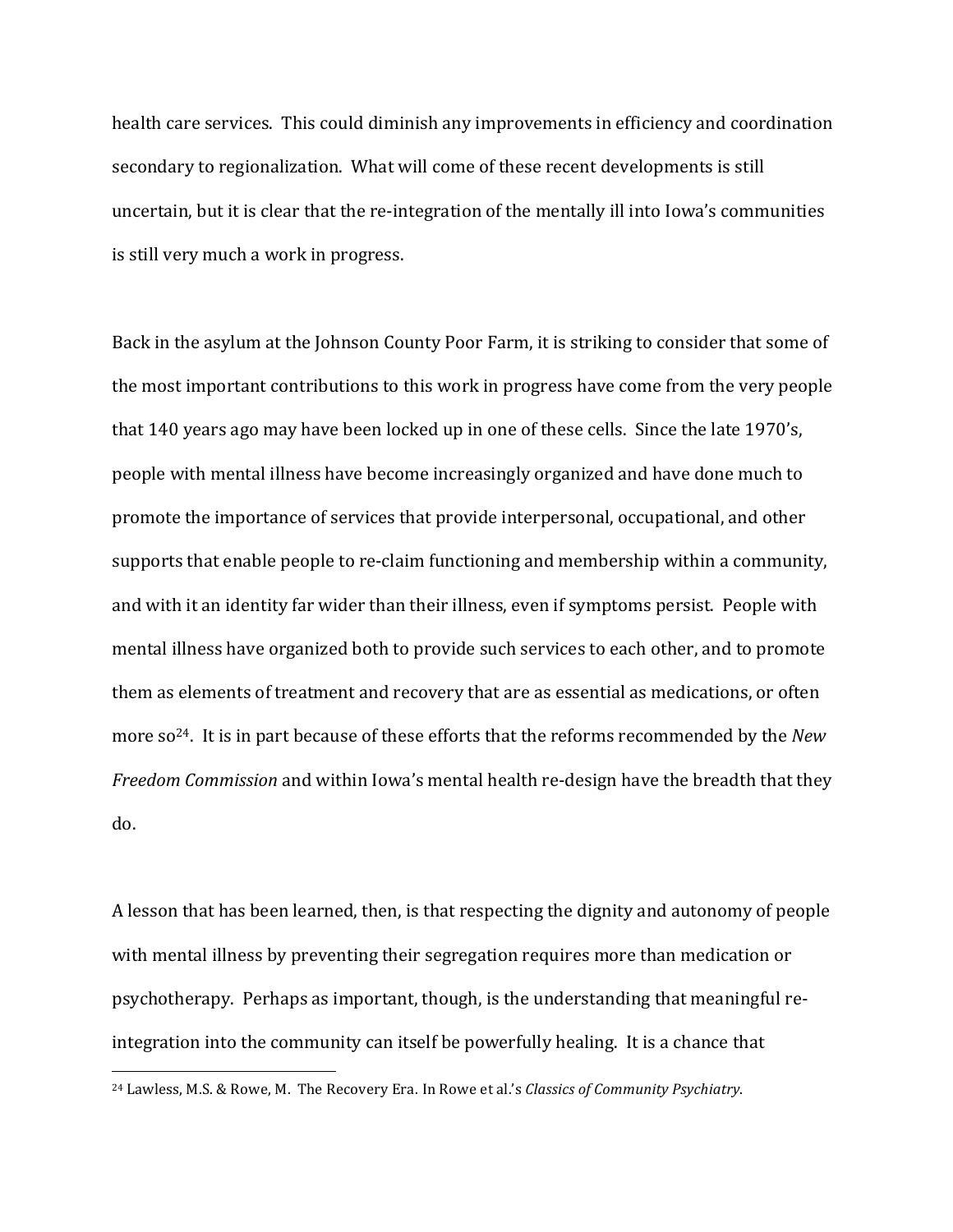health care services. This could diminish any improvements in efficiency and coordination secondary to regionalization. What will come of these recent developments is still uncertain, but it is clear that the re-integration of the mentally ill into Iowa's communities is still very much a work in progress.

Back in the asylum at the Johnson County Poor Farm, it is striking to consider that some of the most important contributions to this work in progress have come from the very people that 140 years ago may have been locked up in one of these cells. Since the late 1970's, people with mental illness have become increasingly organized and have done much to promote the importance of services that provide interpersonal, occupational, and other supports that enable people to re-claim functioning and membership within a community, and with it an identity far wider than their illness, even if symptoms persist. People with mental illness have organized both to provide such services to each other, and to promote them as elements of treatment and recovery that are as essential as medications, or often more so[24]. It is in part because of these efforts that the reforms recommended by the *New Freedom Commission* and within Iowa's mental health re-design have the breadth that they do.

A lesson that has been learned, then, is that respecting the dignity and autonomy of people with mental illness by preventing their segregation requires more than medication or psychotherapy. Perhaps as important, though, is the understanding that meaningful re-integration into the community can itself be powerfully healing. It is a chance that

[24] Lawless, M.S. & Rowe, M. The Recovery Era. In Rowe et al.'s *Classics of Community Psychiatry*.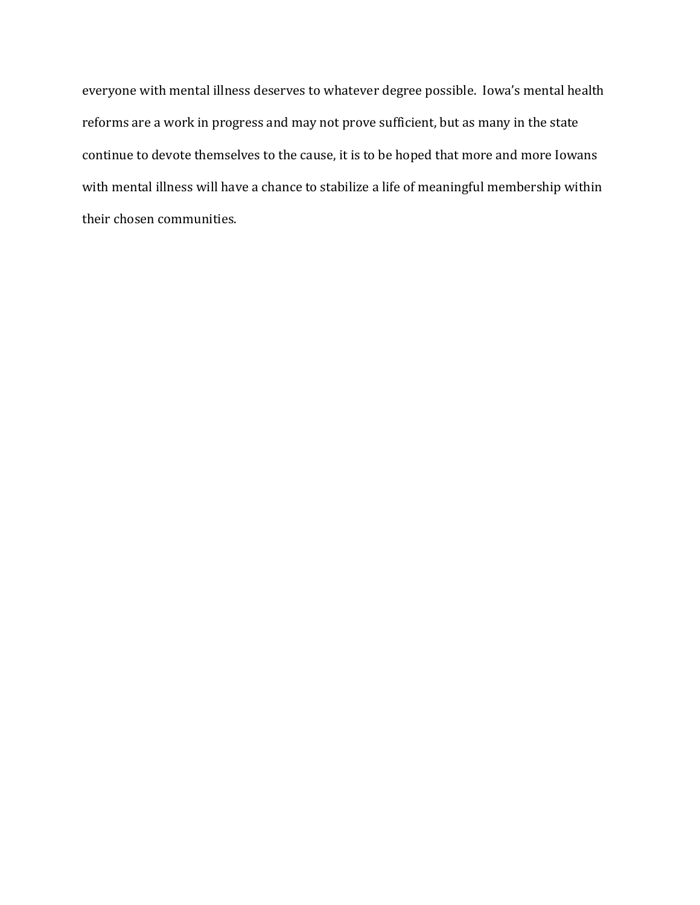everyone with mental illness deserves to whatever degree possible. Iowa's mental health reforms are a work in progress and may not prove sufficient, but as many in the state continue to devote themselves to the cause, it is to be hoped that more and more Iowans with mental illness will have a chance to stabilize a life of meaningful membership within their chosen communities.